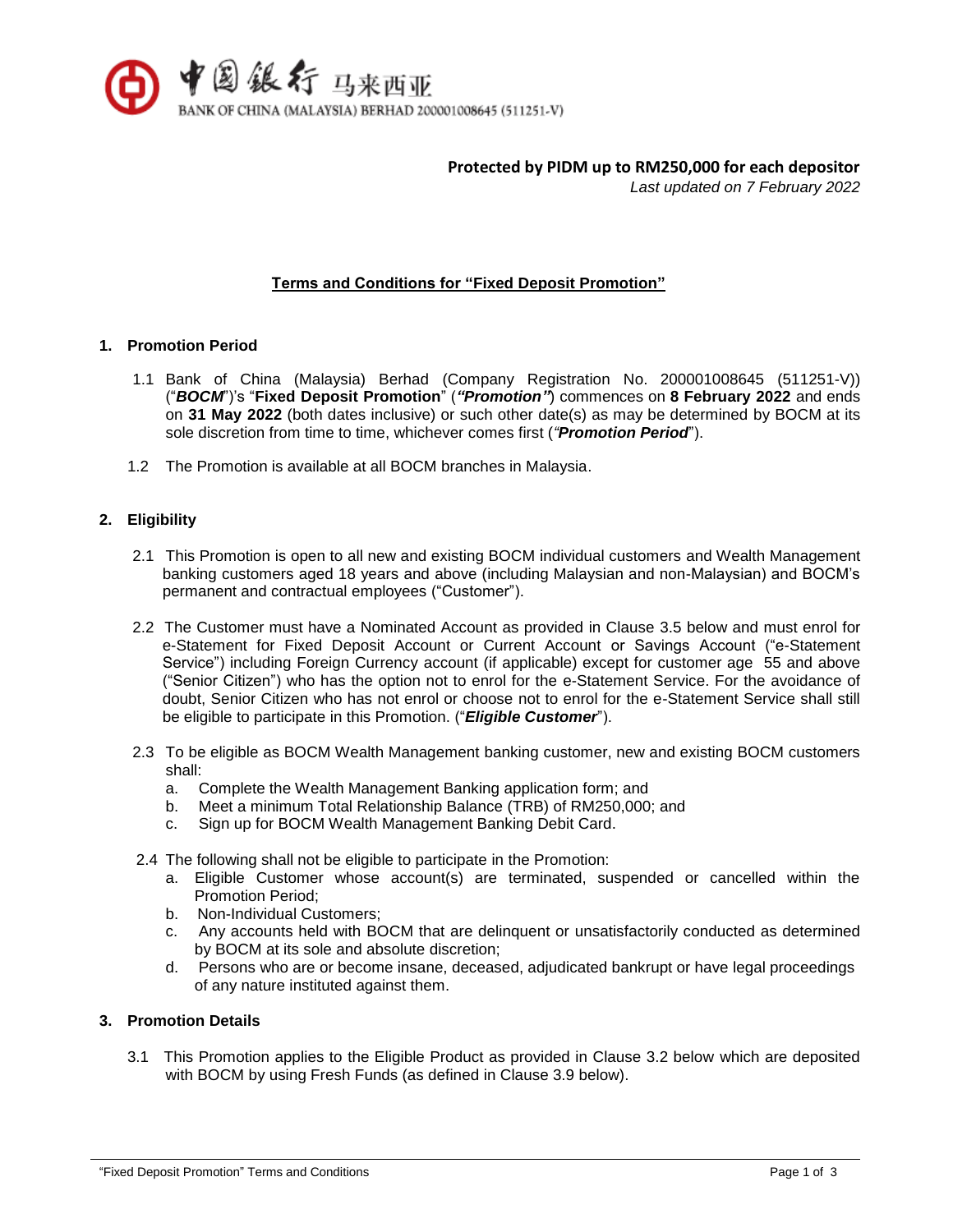中国银行 马来西亚

BANK OF CHINA (MALAYSIA) BERHAD 200001008645 (511251-V)

**Protected by PIDM up to RM250,000 for each depositor**

*Last updated on 7 February 2022*

# Terms and Conditions for "Fixed Deposit Promotion"

## 1. Promotion Period

1.1 Bank of China (Malaysia) Berhad (Company Registration No. 200001008645 (511251-V)) ("***BOCM***")'s "**Fixed Deposit Promotion**" (***"Promotion"***) commences on **8 February 2022** and ends on **31 May 2022** (both dates inclusive) or such other date(s) as may be determined by BOCM at its sole discretion from time to time, whichever comes first (***"Promotion Period***").

1.2 The Promotion is available at all BOCM branches in Malaysia.

## 2. Eligibility

2.1 This Promotion is open to all new and existing BOCM individual customers and Wealth Management banking customers aged 18 years and above (including Malaysian and non-Malaysian) and BOCM's permanent and contractual employees ("Customer").

2.2 The Customer must have a Nominated Account as provided in Clause 3.5 below and must enrol for e-Statement for Fixed Deposit Account or Current Account or Savings Account ("e-Statement Service") including Foreign Currency account (if applicable) except for customer age 55 and above ("Senior Citizen") who has the option not to enrol for the e-Statement Service. For the avoidance of doubt, Senior Citizen who has not enrol or choose not to enrol for the e-Statement Service shall still be eligible to participate in this Promotion. ("***Eligible Customer***").

2.3 To be eligible as BOCM Wealth Management banking customer, new and existing BOCM customers shall:

a. Complete the Wealth Management Banking application form; and
b. Meet a minimum Total Relationship Balance (TRB) of RM250,000; and
c. Sign up for BOCM Wealth Management Banking Debit Card.

2.4 The following shall not be eligible to participate in the Promotion:

a. Eligible Customer whose account(s) are terminated, suspended or cancelled within the Promotion Period;
b. Non-Individual Customers;
c. Any accounts held with BOCM that are delinquent or unsatisfactorily conducted as determined by BOCM at its sole and absolute discretion;
d. Persons who are or become insane, deceased, adjudicated bankrupt or have legal proceedings of any nature instituted against them.

## 3. Promotion Details

3.1 This Promotion applies to the Eligible Product as provided in Clause 3.2 below which are deposited with BOCM by using Fresh Funds (as defined in Clause 3.9 below).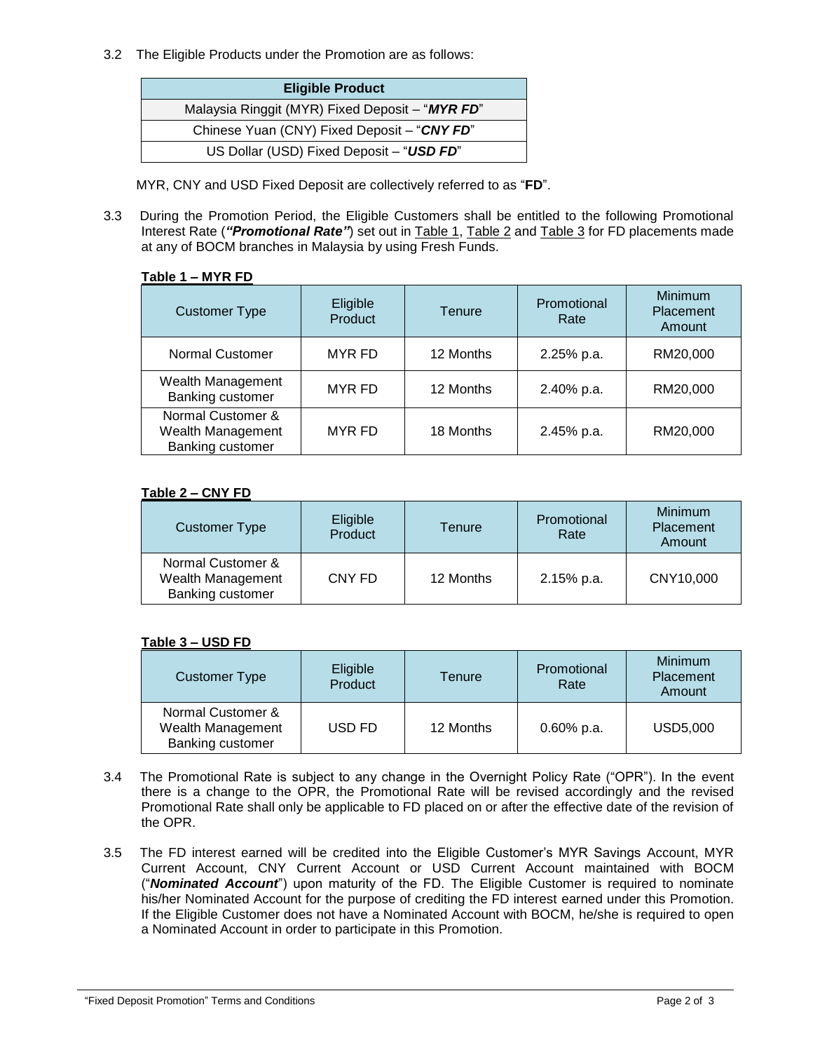3.2 The Eligible Products under the Promotion are as follows:

| Eligible Product |
|---|
| Malaysia Ringgit (MYR) Fixed Deposit – "***MYR FD***" |
| Chinese Yuan (CNY) Fixed Deposit – "***CNY FD***" |
| US Dollar (USD) Fixed Deposit – "***USD FD***" |

MYR, CNY and USD Fixed Deposit are collectively referred to as "**FD**".

3.3 During the Promotion Period, the Eligible Customers shall be entitled to the following Promotional Interest Rate (***"Promotional Rate"***) set out in Table 1, Table 2 and Table 3 for FD placements made at any of BOCM branches in Malaysia by using Fresh Funds.

**Table 1 – MYR FD**

| Customer Type | Eligible Product | Tenure | Promotional Rate | Minimum Placement Amount |
|---|---|---|---|---|
| Normal Customer | MYR FD | 12 Months | 2.25% p.a. | RM20,000 |
| Wealth Management Banking customer | MYR FD | 12 Months | 2.40% p.a. | RM20,000 |
| Normal Customer & Wealth Management Banking customer | MYR FD | 18 Months | 2.45% p.a. | RM20,000 |

**Table 2 – CNY FD**

| Customer Type | Eligible Product | Tenure | Promotional Rate | Minimum Placement Amount |
|---|---|---|---|---|
| Normal Customer & Wealth Management Banking customer | CNY FD | 12 Months | 2.15% p.a. | CNY10,000 |

**Table 3 – USD FD**

| Customer Type | Eligible Product | Tenure | Promotional Rate | Minimum Placement Amount |
|---|---|---|---|---|
| Normal Customer & Wealth Management Banking customer | USD FD | 12 Months | 0.60% p.a. | USD5,000 |

3.4 The Promotional Rate is subject to any change in the Overnight Policy Rate ("OPR"). In the event there is a change to the OPR, the Promotional Rate will be revised accordingly and the revised Promotional Rate shall only be applicable to FD placed on or after the effective date of the revision of the OPR.

3.5 The FD interest earned will be credited into the Eligible Customer's MYR Savings Account, MYR Current Account, CNY Current Account or USD Current Account maintained with BOCM ("***Nominated Account***") upon maturity of the FD. The Eligible Customer is required to nominate his/her Nominated Account for the purpose of crediting the FD interest earned under this Promotion. If the Eligible Customer does not have a Nominated Account with BOCM, he/she is required to open a Nominated Account in order to participate in this Promotion.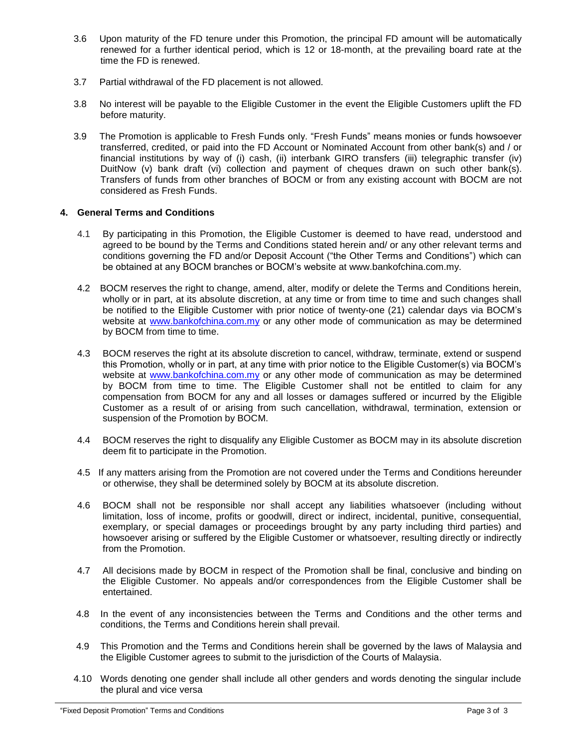3.6 Upon maturity of the FD tenure under this Promotion, the principal FD amount will be automatically renewed for a further identical period, which is 12 or 18-month, at the prevailing board rate at the time the FD is renewed.

3.7 Partial withdrawal of the FD placement is not allowed.

3.8 No interest will be payable to the Eligible Customer in the event the Eligible Customers uplift the FD before maturity.

3.9 The Promotion is applicable to Fresh Funds only. "Fresh Funds" means monies or funds howsoever transferred, credited, or paid into the FD Account or Nominated Account from other bank(s) and / or financial institutions by way of (i) cash, (ii) interbank GIRO transfers (iii) telegraphic transfer (iv) DuitNow (v) bank draft (vi) collection and payment of cheques drawn on such other bank(s). Transfers of funds from other branches of BOCM or from any existing account with BOCM are not considered as Fresh Funds.

## 4. General Terms and Conditions

4.1 By participating in this Promotion, the Eligible Customer is deemed to have read, understood and agreed to be bound by the Terms and Conditions stated herein and/ or any other relevant terms and conditions governing the FD and/or Deposit Account ("the Other Terms and Conditions") which can be obtained at any BOCM branches or BOCM's website at www.bankofchina.com.my.

4.2 BOCM reserves the right to change, amend, alter, modify or delete the Terms and Conditions herein, wholly or in part, at its absolute discretion, at any time or from time to time and such changes shall be notified to the Eligible Customer with prior notice of twenty-one (21) calendar days via BOCM's website at www.bankofchina.com.my or any other mode of communication as may be determined by BOCM from time to time.

4.3 BOCM reserves the right at its absolute discretion to cancel, withdraw, terminate, extend or suspend this Promotion, wholly or in part, at any time with prior notice to the Eligible Customer(s) via BOCM's website at www.bankofchina.com.my or any other mode of communication as may be determined by BOCM from time to time. The Eligible Customer shall not be entitled to claim for any compensation from BOCM for any and all losses or damages suffered or incurred by the Eligible Customer as a result of or arising from such cancellation, withdrawal, termination, extension or suspension of the Promotion by BOCM.

4.4 BOCM reserves the right to disqualify any Eligible Customer as BOCM may in its absolute discretion deem fit to participate in the Promotion.

4.5 If any matters arising from the Promotion are not covered under the Terms and Conditions hereunder or otherwise, they shall be determined solely by BOCM at its absolute discretion.

4.6 BOCM shall not be responsible nor shall accept any liabilities whatsoever (including without limitation, loss of income, profits or goodwill, direct or indirect, incidental, punitive, consequential, exemplary, or special damages or proceedings brought by any party including third parties) and howsoever arising or suffered by the Eligible Customer or whatsoever, resulting directly or indirectly from the Promotion.

4.7 All decisions made by BOCM in respect of the Promotion shall be final, conclusive and binding on the Eligible Customer. No appeals and/or correspondences from the Eligible Customer shall be entertained.

4.8 In the event of any inconsistencies between the Terms and Conditions and the other terms and conditions, the Terms and Conditions herein shall prevail.

4.9 This Promotion and the Terms and Conditions herein shall be governed by the laws of Malaysia and the Eligible Customer agrees to submit to the jurisdiction of the Courts of Malaysia.

4.10 Words denoting one gender shall include all other genders and words denoting the singular include the plural and vice versa